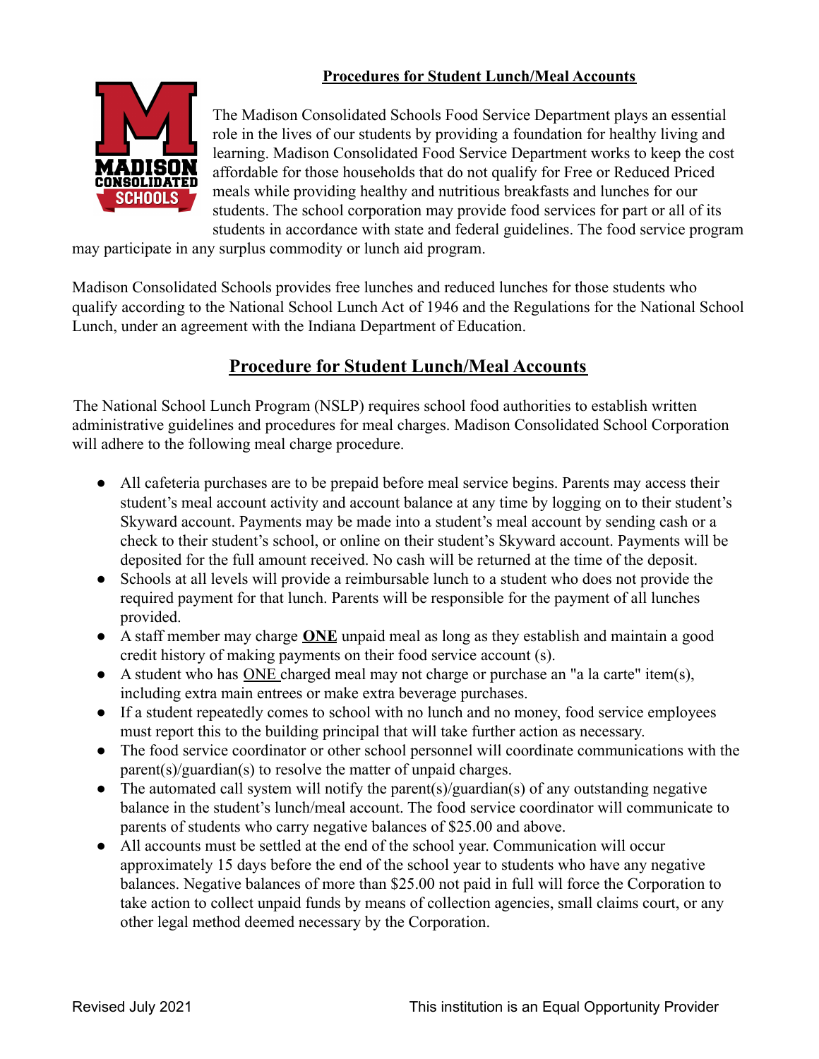## Procedures for Student Lunch/Meal Accounts

The Madison Consolidated Schools Food Service Department plays an essential role in the lives of our students by providing a foundation for healthy living and learning. Madison Consolidated Food Service Department works to keep the cost affordable for those households that do not qualify for Free or Reduced Priced meals while providing healthy and nutritious breakfasts and lunches for our students. The school corporation may provide food services for part or all of its students in accordance with state and federal guidelines. The food service program may participate in any surplus commodity or lunch aid program.

Madison Consolidated Schools provides free lunches and reduced lunches for those students who qualify according to the National School Lunch Act of 1946 and the Regulations for the National School Lunch, under an agreement with the Indiana Department of Education.

## Procedure for Student Lunch/Meal Accounts

The National School Lunch Program (NSLP) requires school food authorities to establish written administrative guidelines and procedures for meal charges. Madison Consolidated School Corporation will adhere to the following meal charge procedure.

- All cafeteria purchases are to be prepaid before meal service begins. Parents may access their student's meal account activity and account balance at any time by logging on to their student's Skyward account. Payments may be made into a student's meal account by sending cash or a check to their student's school, or online on their student's Skyward account. Payments will be deposited for the full amount received. No cash will be returned at the time of the deposit.
- Schools at all levels will provide a reimbursable lunch to a student who does not provide the required payment for that lunch. Parents will be responsible for the payment of all lunches provided.
- A staff member may charge **ONE** unpaid meal as long as they establish and maintain a good credit history of making payments on their food service account (s).
- A student who has ONE charged meal may not charge or purchase an "a la carte" item(s), including extra main entrees or make extra beverage purchases.
- If a student repeatedly comes to school with no lunch and no money, food service employees must report this to the building principal that will take further action as necessary.
- The food service coordinator or other school personnel will coordinate communications with the parent(s)/guardian(s) to resolve the matter of unpaid charges.
- The automated call system will notify the parent(s)/guardian(s) of any outstanding negative balance in the student's lunch/meal account. The food service coordinator will communicate to parents of students who carry negative balances of $25.00 and above.
- All accounts must be settled at the end of the school year. Communication will occur approximately 15 days before the end of the school year to students who have any negative balances. Negative balances of more than $25.00 not paid in full will force the Corporation to take action to collect unpaid funds by means of collection agencies, small claims court, or any other legal method deemed necessary by the Corporation.

Revised July 2021

This institution is an Equal Opportunity Provider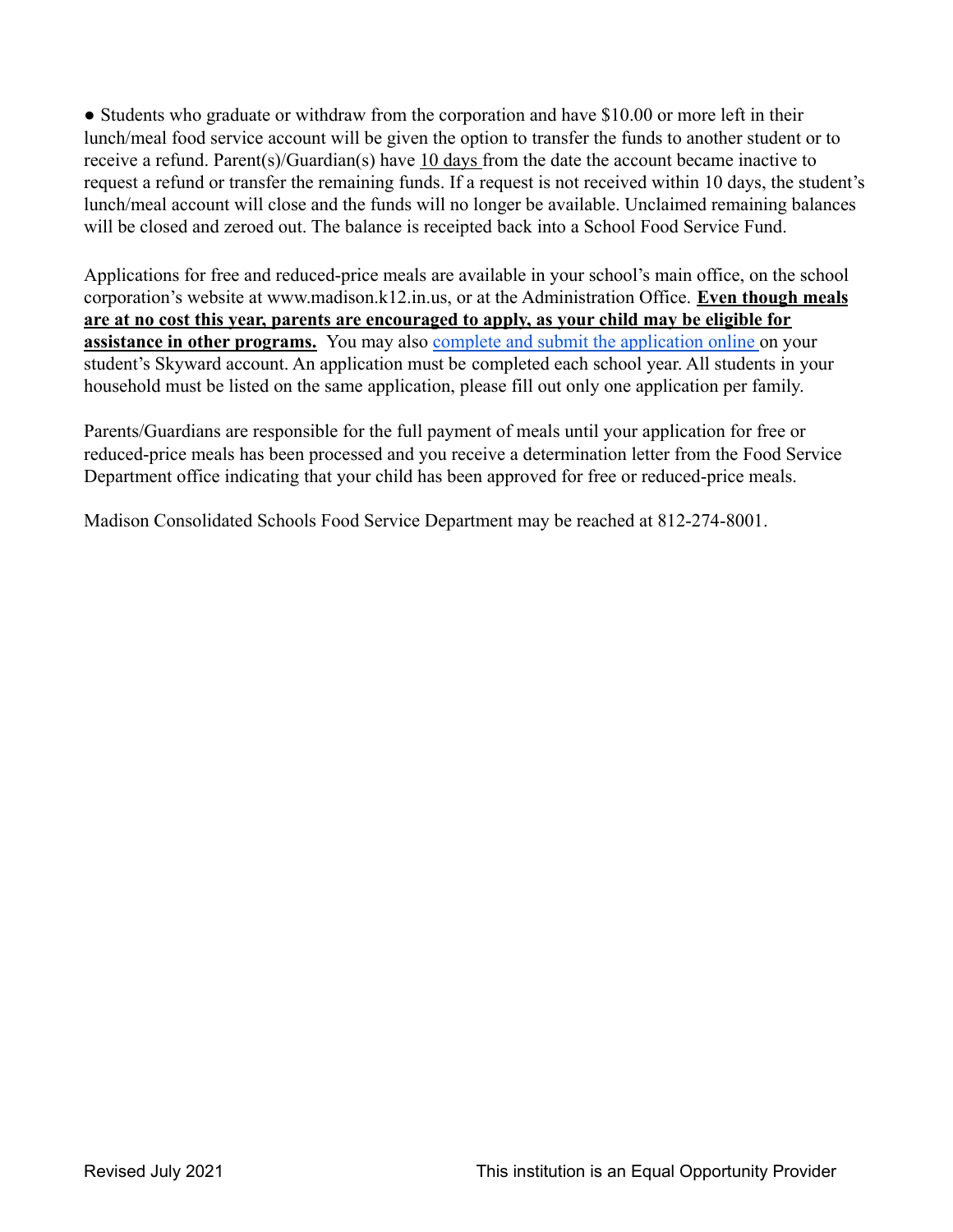- Students who graduate or withdraw from the corporation and have $10.00 or more left in their lunch/meal food service account will be given the option to transfer the funds to another student or to receive a refund. Parent(s)/Guardian(s) have <u>10 days</u> from the date the account became inactive to request a refund or transfer the remaining funds. If a request is not received within 10 days, the student's lunch/meal account will close and the funds will no longer be available. Unclaimed remaining balances will be closed and zeroed out. The balance is receipted back into a School Food Service Fund.

Applications for free and reduced-price meals are available in your school's main office, on the school corporation's website at www.madison.k12.in.us, or at the Administration Office. **<u>Even though meals are at no cost this year, parents are encouraged to apply, as your child may be eligible for assistance in other programs.</u>** You may also complete and submit the application online on your student's Skyward account. An application must be completed each school year. All students in your household must be listed on the same application, please fill out only one application per family.

Parents/Guardians are responsible for the full payment of meals until your application for free or reduced-price meals has been processed and you receive a determination letter from the Food Service Department office indicating that your child has been approved for free or reduced-price meals.

Madison Consolidated Schools Food Service Department may be reached at 812-274-8001.

Revised July 2021

This institution is an Equal Opportunity Provider